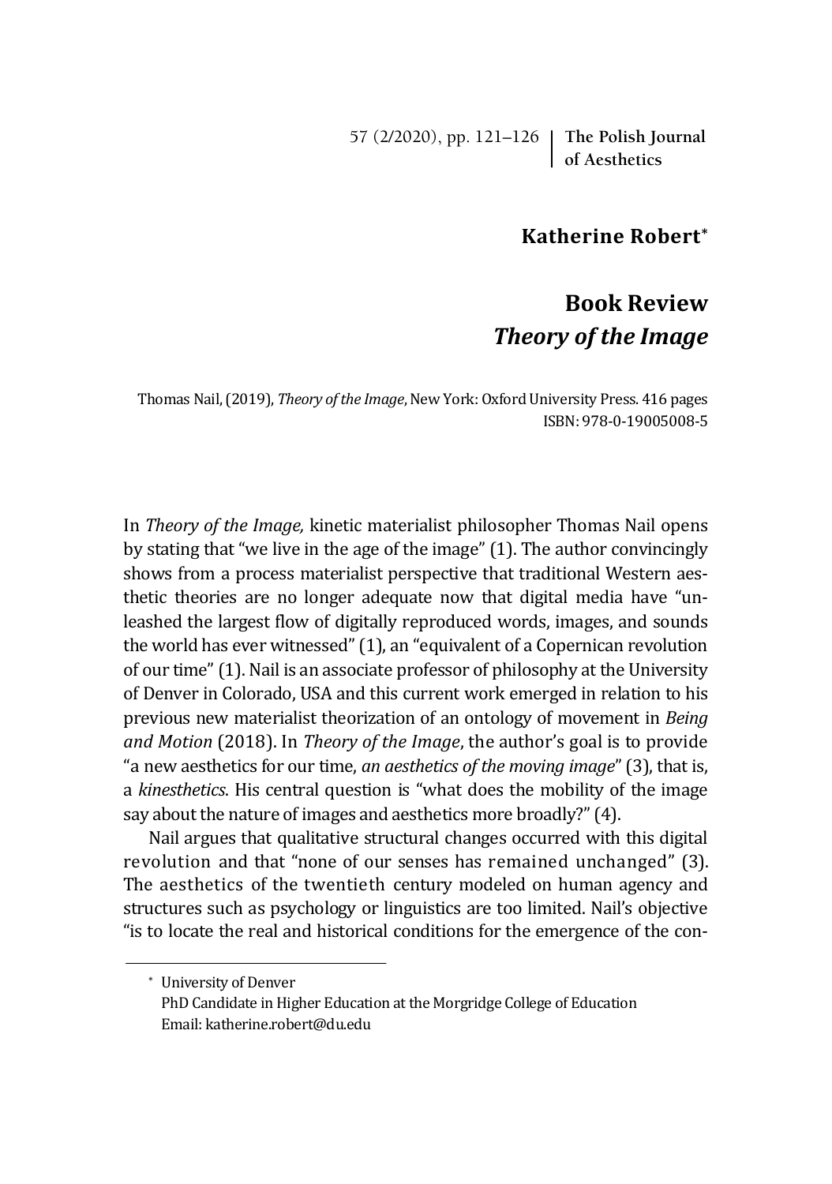**Katherine Robert**[*]

# Book Review
## *Theory of the Image*

Thomas Nail, (2019), *Theory of the Image*, New York: Oxford University Press. 416 pages
ISBN: 978-0-19005008-5

In *Theory of the Image,* kinetic materialist philosopher Thomas Nail opens by stating that "we live in the age of the image" (1). The author convincingly shows from a process materialist perspective that traditional Western aesthetic theories are no longer adequate now that digital media have "unleashed the largest flow of digitally reproduced words, images, and sounds the world has ever witnessed" (1), an "equivalent of a Copernican revolution of our time" (1). Nail is an associate professor of philosophy at the University of Denver in Colorado, USA and this current work emerged in relation to his previous new materialist theorization of an ontology of movement in *Being and Motion* (2018). In *Theory of the Image*, the author's goal is to provide "a new aesthetics for our time, *an aesthetics of the moving image*" (3), that is, a *kinesthetics*. His central question is "what does the mobility of the image say about the nature of images and aesthetics more broadly?" (4).

Nail argues that qualitative structural changes occurred with this digital revolution and that "none of our senses has remained unchanged" (3). The aesthetics of the twentieth century modeled on human agency and structures such as psychology or linguistics are too limited. Nail's objective "is to locate the real and historical conditions for the emergence of the con-

[*] University of Denver
PhD Candidate in Higher Education at the Morgridge College of Education
Email: katherine.robert@du.edu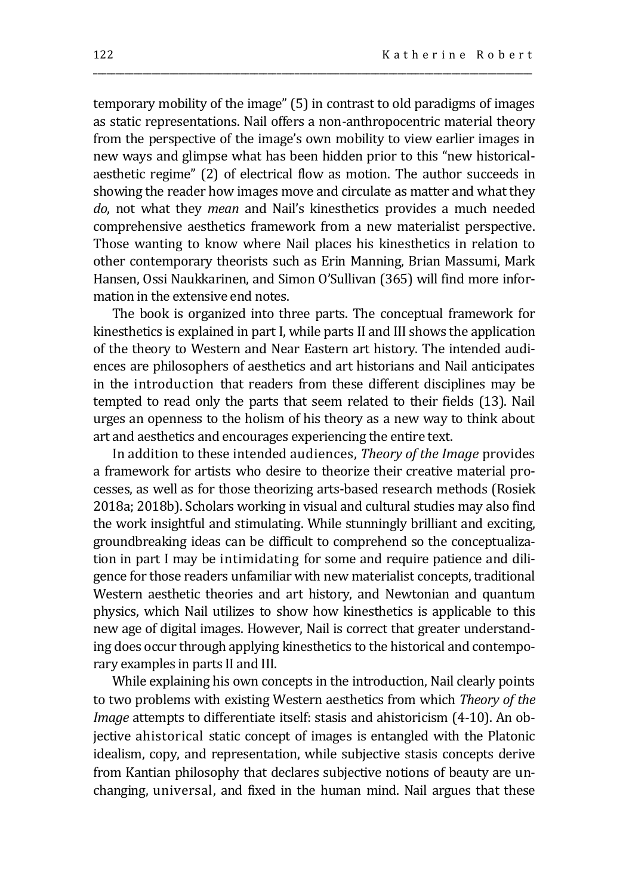temporary mobility of the image" (5) in contrast to old paradigms of images as static representations. Nail offers a non-anthropocentric material theory from the perspective of the image's own mobility to view earlier images in new ways and glimpse what has been hidden prior to this "new historical-aesthetic regime" (2) of electrical flow as motion. The author succeeds in showing the reader how images move and circulate as matter and what they *do*, not what they *mean* and Nail's kinesthetics provides a much needed comprehensive aesthetics framework from a new materialist perspective. Those wanting to know where Nail places his kinesthetics in relation to other contemporary theorists such as Erin Manning, Brian Massumi, Mark Hansen, Ossi Naukkarinen, and Simon O'Sullivan (365) will find more information in the extensive end notes.

The book is organized into three parts. The conceptual framework for kinesthetics is explained in part I, while parts II and III shows the application of the theory to Western and Near Eastern art history. The intended audiences are philosophers of aesthetics and art historians and Nail anticipates in the introduction that readers from these different disciplines may be tempted to read only the parts that seem related to their fields (13). Nail urges an openness to the holism of his theory as a new way to think about art and aesthetics and encourages experiencing the entire text.

In addition to these intended audiences, *Theory of the Image* provides a framework for artists who desire to theorize their creative material processes, as well as for those theorizing arts-based research methods (Rosiek 2018a; 2018b). Scholars working in visual and cultural studies may also find the work insightful and stimulating. While stunningly brilliant and exciting, groundbreaking ideas can be difficult to comprehend so the conceptualization in part I may be intimidating for some and require patience and diligence for those readers unfamiliar with new materialist concepts, traditional Western aesthetic theories and art history, and Newtonian and quantum physics, which Nail utilizes to show how kinesthetics is applicable to this new age of digital images. However, Nail is correct that greater understanding does occur through applying kinesthetics to the historical and contemporary examples in parts II and III.

While explaining his own concepts in the introduction, Nail clearly points to two problems with existing Western aesthetics from which *Theory of the Image* attempts to differentiate itself: stasis and ahistoricism (4-10). An objective ahistorical static concept of images is entangled with the Platonic idealism, copy, and representation, while subjective stasis concepts derive from Kantian philosophy that declares subjective notions of beauty are unchanging, universal, and fixed in the human mind. Nail argues that these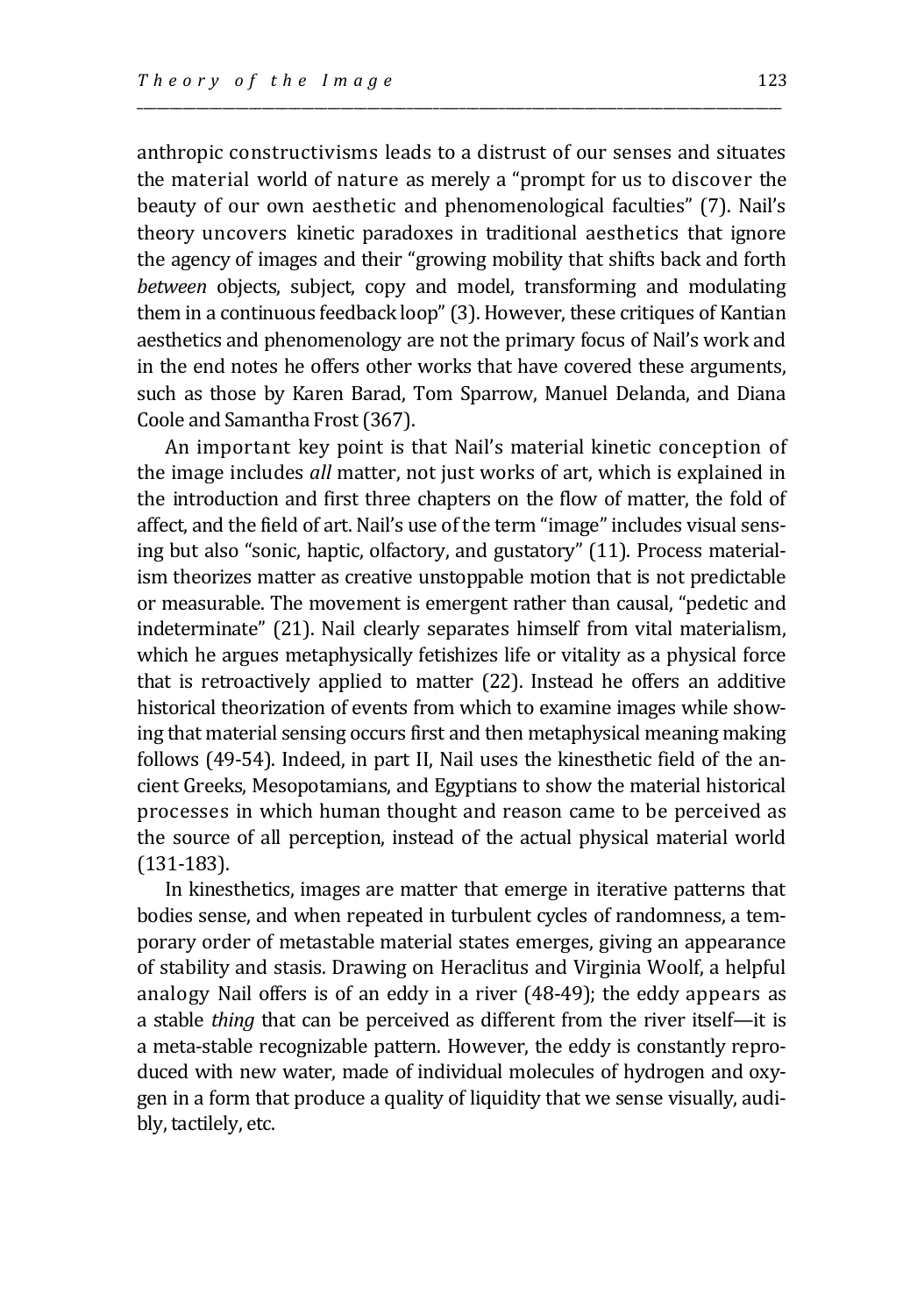anthropic constructivisms leads to a distrust of our senses and situates the material world of nature as merely a "prompt for us to discover the beauty of our own aesthetic and phenomenological faculties" (7). Nail's theory uncovers kinetic paradoxes in traditional aesthetics that ignore the agency of images and their "growing mobility that shifts back and forth *between* objects, subject, copy and model, transforming and modulating them in a continuous feedback loop" (3). However, these critiques of Kantian aesthetics and phenomenology are not the primary focus of Nail's work and in the end notes he offers other works that have covered these arguments, such as those by Karen Barad, Tom Sparrow, Manuel Delanda, and Diana Coole and Samantha Frost (367).

An important key point is that Nail's material kinetic conception of the image includes *all* matter, not just works of art, which is explained in the introduction and first three chapters on the flow of matter, the fold of affect, and the field of art. Nail's use of the term "image" includes visual sensing but also "sonic, haptic, olfactory, and gustatory" (11). Process materialism theorizes matter as creative unstoppable motion that is not predictable or measurable. The movement is emergent rather than causal, "pedetic and indeterminate" (21). Nail clearly separates himself from vital materialism, which he argues metaphysically fetishizes life or vitality as a physical force that is retroactively applied to matter (22). Instead he offers an additive historical theorization of events from which to examine images while showing that material sensing occurs first and then metaphysical meaning making follows (49-54). Indeed, in part II, Nail uses the kinesthetic field of the ancient Greeks, Mesopotamians, and Egyptians to show the material historical processes in which human thought and reason came to be perceived as the source of all perception, instead of the actual physical material world (131-183).

In kinesthetics, images are matter that emerge in iterative patterns that bodies sense, and when repeated in turbulent cycles of randomness, a temporary order of metastable material states emerges, giving an appearance of stability and stasis. Drawing on Heraclitus and Virginia Woolf, a helpful analogy Nail offers is of an eddy in a river (48-49); the eddy appears as a stable *thing* that can be perceived as different from the river itself—it is a meta-stable recognizable pattern. However, the eddy is constantly reproduced with new water, made of individual molecules of hydrogen and oxygen in a form that produce a quality of liquidity that we sense visually, audibly, tactilely, etc.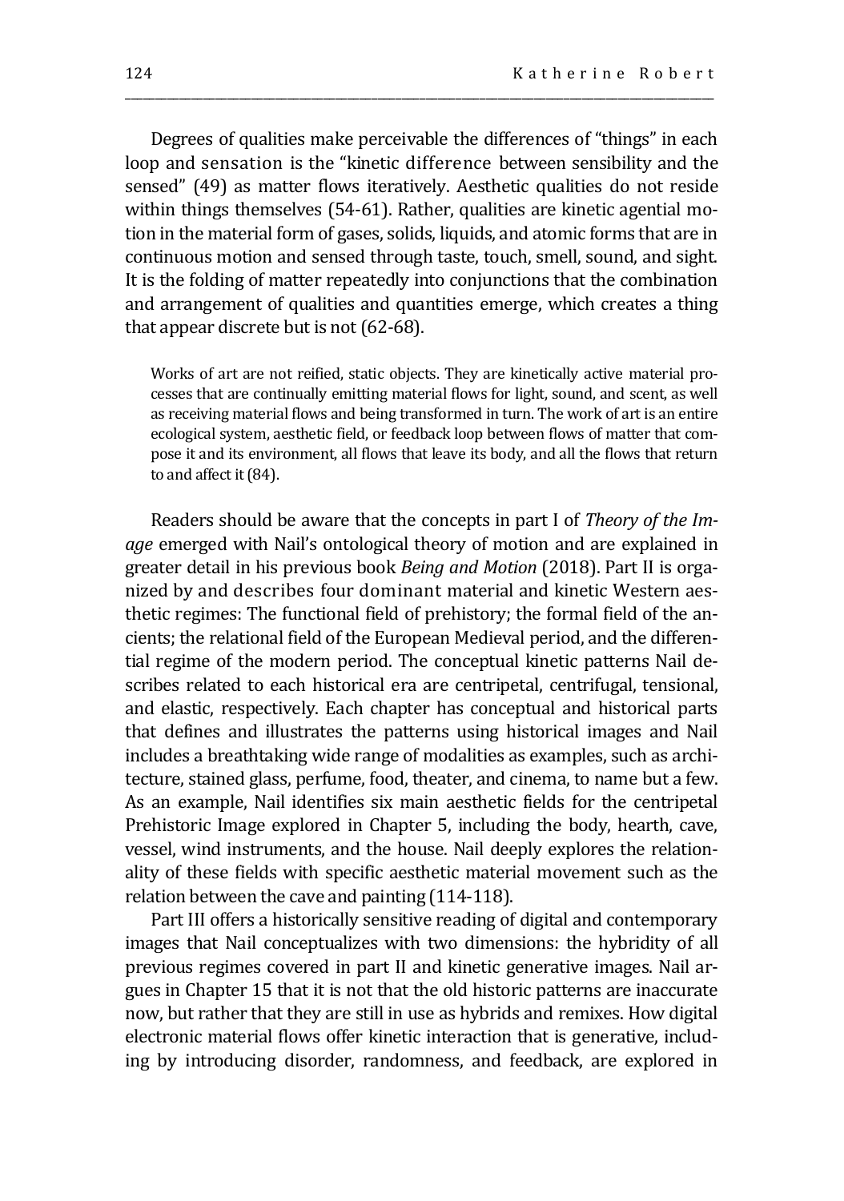Degrees of qualities make perceivable the differences of "things" in each loop and sensation is the "kinetic difference between sensibility and the sensed" (49) as matter flows iteratively. Aesthetic qualities do not reside within things themselves (54-61). Rather, qualities are kinetic agential motion in the material form of gases, solids, liquids, and atomic forms that are in continuous motion and sensed through taste, touch, smell, sound, and sight. It is the folding of matter repeatedly into conjunctions that the combination and arrangement of qualities and quantities emerge, which creates a thing that appear discrete but is not (62-68).

> Works of art are not reified, static objects. They are kinetically active material processes that are continually emitting material flows for light, sound, and scent, as well as receiving material flows and being transformed in turn. The work of art is an entire ecological system, aesthetic field, or feedback loop between flows of matter that compose it and its environment, all flows that leave its body, and all the flows that return to and affect it (84).

Readers should be aware that the concepts in part I of *Theory of the Image* emerged with Nail's ontological theory of motion and are explained in greater detail in his previous book *Being and Motion* (2018). Part II is organized by and describes four dominant material and kinetic Western aesthetic regimes: The functional field of prehistory; the formal field of the ancients; the relational field of the European Medieval period, and the differential regime of the modern period. The conceptual kinetic patterns Nail describes related to each historical era are centripetal, centrifugal, tensional, and elastic, respectively. Each chapter has conceptual and historical parts that defines and illustrates the patterns using historical images and Nail includes a breathtaking wide range of modalities as examples, such as architecture, stained glass, perfume, food, theater, and cinema, to name but a few. As an example, Nail identifies six main aesthetic fields for the centripetal Prehistoric Image explored in Chapter 5, including the body, hearth, cave, vessel, wind instruments, and the house. Nail deeply explores the relationality of these fields with specific aesthetic material movement such as the relation between the cave and painting (114-118).

Part III offers a historically sensitive reading of digital and contemporary images that Nail conceptualizes with two dimensions: the hybridity of all previous regimes covered in part II and kinetic generative images. Nail argues in Chapter 15 that it is not that the old historic patterns are inaccurate now, but rather that they are still in use as hybrids and remixes. How digital electronic material flows offer kinetic interaction that is generative, including by introducing disorder, randomness, and feedback, are explored in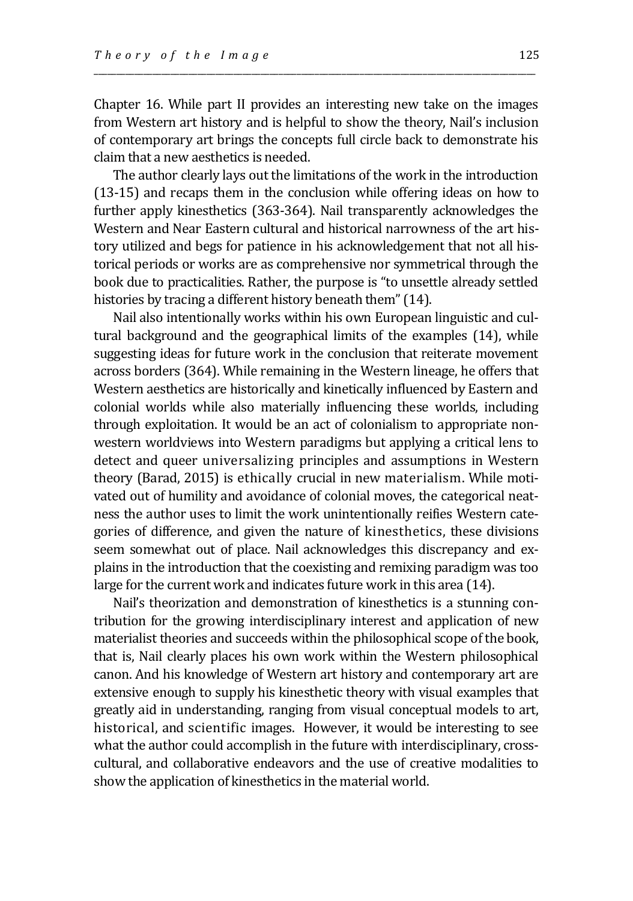Chapter 16. While part II provides an interesting new take on the images from Western art history and is helpful to show the theory, Nail's inclusion of contemporary art brings the concepts full circle back to demonstrate his claim that a new aesthetics is needed.

The author clearly lays out the limitations of the work in the introduction (13-15) and recaps them in the conclusion while offering ideas on how to further apply kinesthetics (363-364). Nail transparently acknowledges the Western and Near Eastern cultural and historical narrowness of the art history utilized and begs for patience in his acknowledgement that not all historical periods or works are as comprehensive nor symmetrical through the book due to practicalities. Rather, the purpose is "to unsettle already settled histories by tracing a different history beneath them" (14).

Nail also intentionally works within his own European linguistic and cultural background and the geographical limits of the examples (14), while suggesting ideas for future work in the conclusion that reiterate movement across borders (364). While remaining in the Western lineage, he offers that Western aesthetics are historically and kinetically influenced by Eastern and colonial worlds while also materially influencing these worlds, including through exploitation. It would be an act of colonialism to appropriate non-western worldviews into Western paradigms but applying a critical lens to detect and queer universalizing principles and assumptions in Western theory (Barad, 2015) is ethically crucial in new materialism. While motivated out of humility and avoidance of colonial moves, the categorical neatness the author uses to limit the work unintentionally reifies Western categories of difference, and given the nature of kinesthetics, these divisions seem somewhat out of place. Nail acknowledges this discrepancy and explains in the introduction that the coexisting and remixing paradigm was too large for the current work and indicates future work in this area (14).

Nail's theorization and demonstration of kinesthetics is a stunning contribution for the growing interdisciplinary interest and application of new materialist theories and succeeds within the philosophical scope of the book, that is, Nail clearly places his own work within the Western philosophical canon. And his knowledge of Western art history and contemporary art are extensive enough to supply his kinesthetic theory with visual examples that greatly aid in understanding, ranging from visual conceptual models to art, historical, and scientific images. However, it would be interesting to see what the author could accomplish in the future with interdisciplinary, cross-cultural, and collaborative endeavors and the use of creative modalities to show the application of kinesthetics in the material world.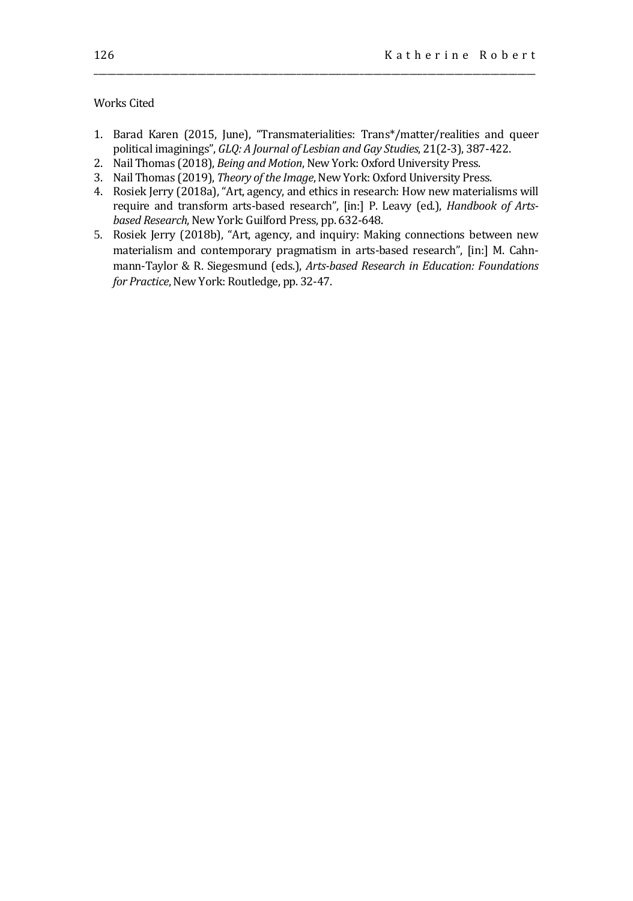Works Cited

1. Barad Karen (2015, June), "Transmaterialities: Trans*/matter/realities and queer political imaginings", *GLQ: A Journal of Lesbian and Gay Studies*, 21(2-3), 387-422.
2. Nail Thomas (2018), *Being and Motion*, New York: Oxford University Press.
3. Nail Thomas (2019), *Theory of the Image*, New York: Oxford University Press.
4. Rosiek Jerry (2018a), "Art, agency, and ethics in research: How new materialisms will require and transform arts-based research", [in:] P. Leavy (ed.), *Handbook of Arts-based Research*, New York: Guilford Press, pp. 632-648.
5. Rosiek Jerry (2018b), "Art, agency, and inquiry: Making connections between new materialism and contemporary pragmatism in arts-based research", [in:] M. Cahnmann-Taylor & R. Siegesmund (eds.), *Arts-based Research in Education: Foundations for Practice*, New York: Routledge, pp. 32-47.